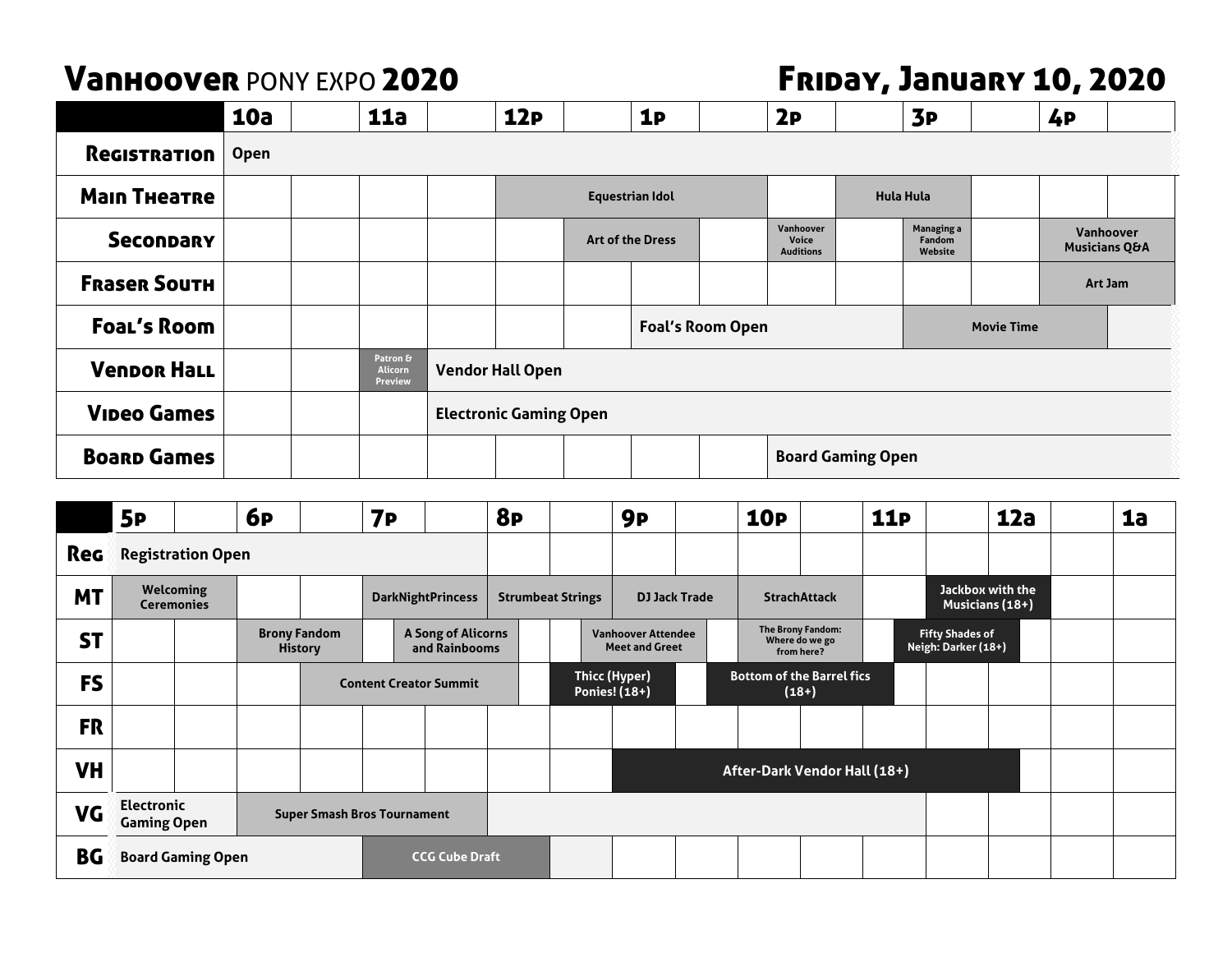# Vanhoover PONY EXPO 2020

## Friday, January 10, 2020

| | 10a | | 11a | | 12p | | 1p | | 2p | | 3p | | 4p | |
|---|---|---|---|---|---|---|---|---|---|---|---|---|---|---|
| **Registration** | Open | | | | | | | | | | | | | |
| **Main Theatre** | | | | | Equestrian Idol | | | | | Hula Hula | | | | |
| **Secondary** | | | | | | Art of the Dress | | | Vanhoover Voice Auditions | | Managing a Fandom Website | | Vanhoover Musicians Q&A | |
| **Fraser South** | | | | | | | | | | | | | Art Jam | |
| **Foal's Room** | | | | | | | Foal's Room Open | | | | Movie Time | | | |
| **Vendor Hall** | | | Patron & Alicorn Preview | Vendor Hall Open | | | | | | | | | | |
| **Video Games** | | | | Electronic Gaming Open | | | | | | | | | | |
| **Board Games** | | | | | | | | | Board Gaming Open | | | | | |

| | 5p | | 6p | | 7p | | 8p | | 9p | | 10p | | 11p | | 12a | | 1a |
|---|---|---|---|---|---|---|---|---|---|---|---|---|---|---|---|---|---|
| **Reg** | Registration Open | | | | | | | | | | | | | | | | |
| **MT** | Welcoming Ceremonies | | | | DarkNightPrincess | | Strumbeat Strings | | DJ Jack Trade | | StrachAttack | | | Jackbox with the Musicians (18+) | | | |
| **ST** | | | Brony Fandom History | | | A Song of Alicorns and Rainbooms | | | Vanhoover Attendee Meet and Greet | | The Brony Fandom: Where do we go from here? | | | Fifty Shades of Neigh: Darker (18+) | | | |
| **FS** | | | | Content Creator Summit | | | | Thicc (Hyper) Ponies! (18+) | | | Bottom of the Barrel fics (18+) | | | | | | |
| **FR** | | | | | | | | | | | | | | | | | |
| **VH** | | | | | | | | | After-Dark Vendor Hall (18+) | | | | | | | | |
| **VG** | Electronic Gaming Open | | Super Smash Bros Tournament | | | | | | | | | | | | | | |
| **BG** | Board Gaming Open | | | | CCG Cube Draft | | | | | | | | | | | | |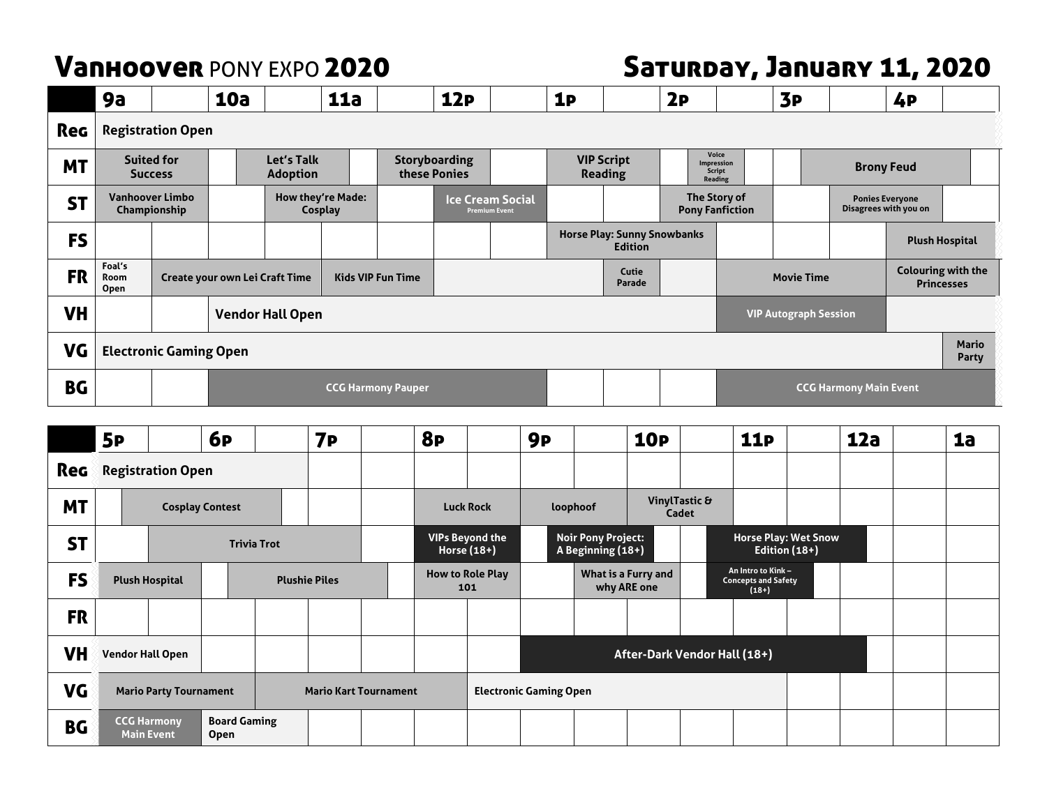# **Vanhoover** PONY EXPO **2020**

## **Saturday, January 11, 2020**

| | 9a | | 10a | | 11a | | 12p | | 1p | | 2p | | 3p | | 4p | |
|---|---|---|---|---|---|---|---|---|---|---|---|---|---|---|---|---|
| **Reg** | Registration Open | | | | | | | | | | | | | | | |
| **MT** | Suited for Success | | Let's Talk Adoption | | | Storyboarding these Ponies | | | VIP Script Reading | | Voice Impression Script Reading | | Brony Feud | | | |
| **ST** | Vanhoover Limbo Championship | | | How they're Made: Cosplay | | | Ice Cream Social Premium Event | | | | The Story of Pony Fanfiction | | | Ponies Everyone Disagrees with you on | | |
| **FS** | | | | | | | | | Horse Play: Sunny Snowbanks Edition | | | | | | Plush Hospital | |
| **FR** | Foal's Room Open | Create your own Lei Craft Time | | | Kids VIP Fun Time | | | | | Cutie Parade | | Movie Time | | | Colouring with the Princesses | |
| **VH** | | | Vendor Hall Open | | | | | | | | | VIP Autograph Session | | | | |
| **VG** | Electronic Gaming Open | | | | | | | | | | | | | | | Mario Party |
| **BG** | | | CCG Harmony Pauper | | | | | | | | | CCG Harmony Main Event | | | | |

| | 5p | | 6p | | 7p | | 8p | | 9p | | 10p | | 11p | | 12a | | 1a |
|---|---|---|---|---|---|---|---|---|---|---|---|---|---|---|---|---|---|
| **Reg** | Registration Open | | | | | | | | | | | | | | | | |
| **MT** | Cosplay Contest | | | | | | Luck Rock | | loophoof | | VinylTastic & Cadet | | | | | | |
| **ST** | | Trivia Trot | | | | | VIPs Beyond the Horse (18+) | | Noir Pony Project: A Beginning (18+) | | | Horse Play: Wet Snow Edition (18+) | | | | | |
| **FS** | Plush Hospital | | Plushie Piles | | | | How to Role Play 101 | | | What is a Furry and why ARE one | | An Intro to Kink – Concepts and Safety (18+) | | | | | |
| **FR** | | | | | | | | | | | | | | | | | |
| **VH** | Vendor Hall Open | | | | | | | | After-Dark Vendor Hall (18+) | | | | | | | | |
| **VG** | Mario Party Tournament | | | Mario Kart Tournament | | | | Electronic Gaming Open | | | | | | | | | |
| **BG** | CCG Harmony Main Event | | Board Gaming Open | | | | | | | | | | | | | | |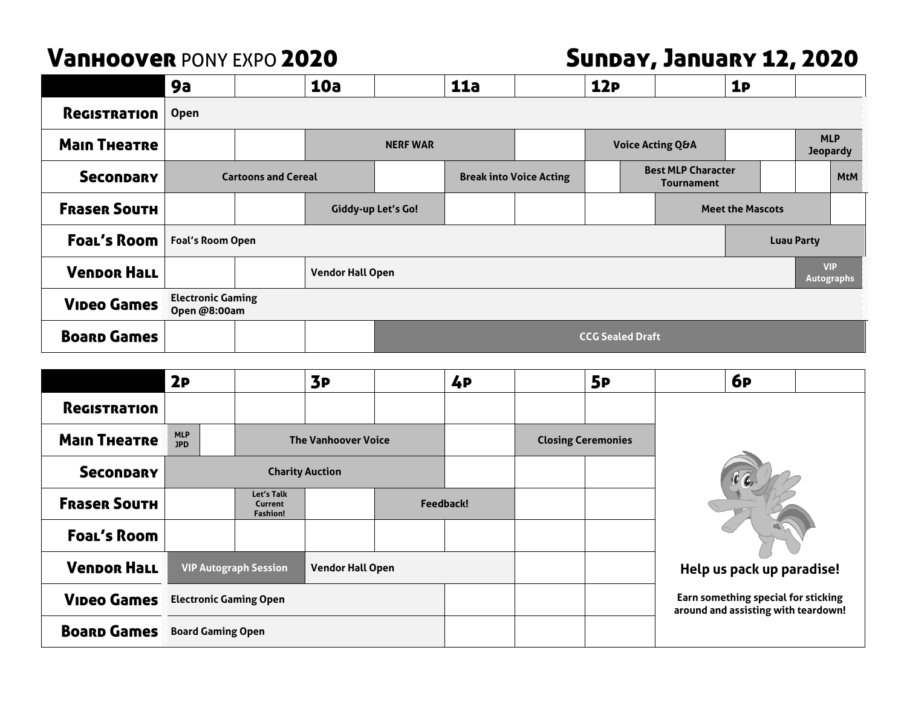# Vanhoover PONY EXPO 2020

## Sunday, January 12, 2020

| | 9a | | 10a | | 11a | | 12p | | 1p | |
|---|---|---|---|---|---|---|---|---|---|---|
| Registration | Open | | | | | | | | | |
| Main Theatre | | | NERF WAR | | | | Voice Acting Q&A | | | MLP Jeopardy |
| Secondary | Cartoons and Cereal | | | | Break into Voice Acting | | | Best MLP Character Tournament | | MtM |
| Fraser South | | | Giddy-up Let's Go! | | | | | Meet the Mascots | | |
| Foal's Room | Foal's Room Open | | | | | | | | Luau Party | |
| Vendor Hall | | | Vendor Hall Open | | | | | | | VIP Autographs |
| Video Games | Electronic Gaming Open @8:00am | | | | | | | | | |
| Board Games | | | | CCG Sealed Draft | | | | | | |

| | 2p | | 3p | | 4p | | 5p | | 6p | |
|---|---|---|---|---|---|---|---|---|---|---|
| Registration | | | | | | | | | | |
| Main Theatre | MLP JPD | The Vanhoover Voice | | | | Closing Ceremonies | | | | |
| Secondary | Charity Auction | | | | | | | | | |
| Fraser South | | Let's Talk Current Fashion! | | Feedback! | | | | | | |
| Foal's Room | | | | | | | | | | |
| Vendor Hall | VIP Autograph Session | | Vendor Hall Open | | | | | | | |
| Video Games | Electronic Gaming Open | | | | | | | | | |
| Board Games | Board Gaming Open | | | | | | | | | |

**Help us pack up paradise!**

**Earn something special for sticking around and assisting with teardown!**